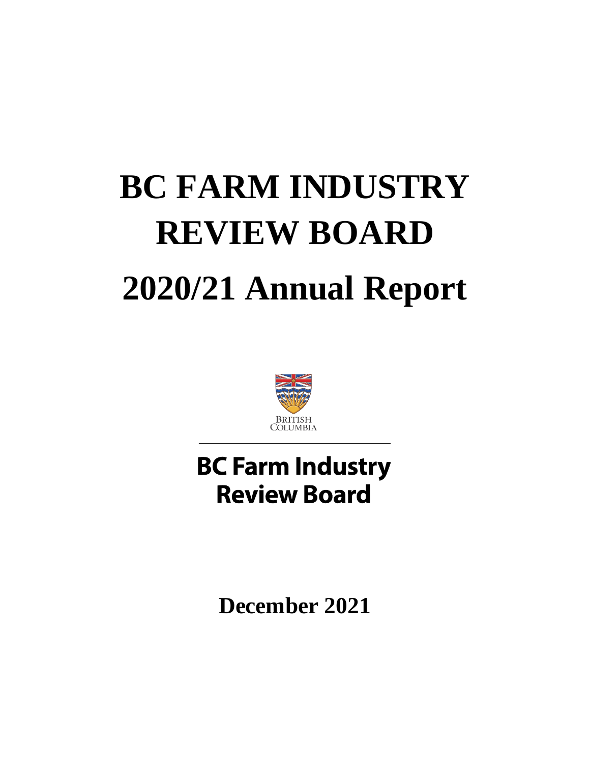# BC FARM INDUSTRY REVIEW BOARD

# 2020/21 Annual Report

BRITISH COLUMBIA

**BC Farm Industry Review Board**

**December 2021**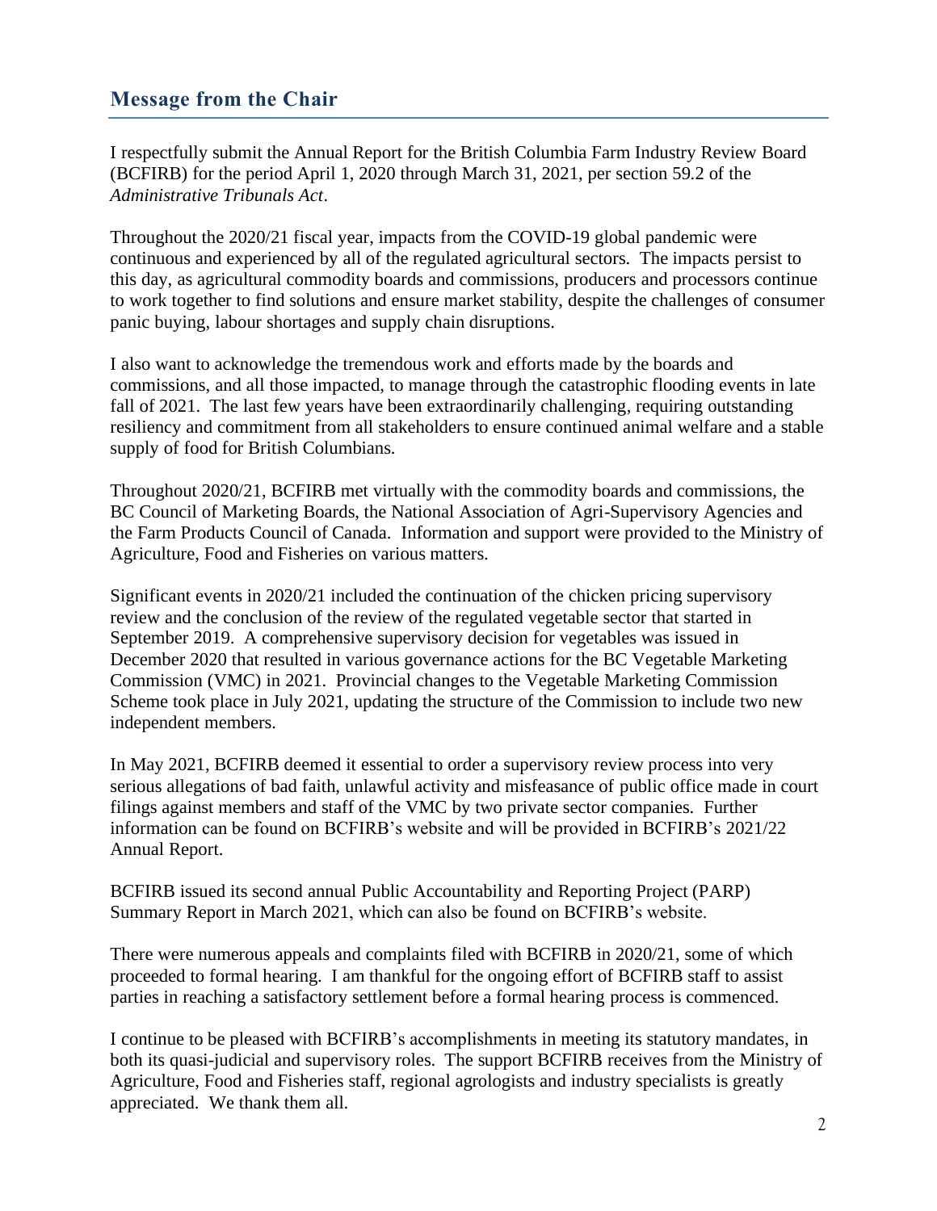## Message from the Chair

I respectfully submit the Annual Report for the British Columbia Farm Industry Review Board (BCFIRB) for the period April 1, 2020 through March 31, 2021, per section 59.2 of the *Administrative Tribunals Act*.

Throughout the 2020/21 fiscal year, impacts from the COVID-19 global pandemic were continuous and experienced by all of the regulated agricultural sectors. The impacts persist to this day, as agricultural commodity boards and commissions, producers and processors continue to work together to find solutions and ensure market stability, despite the challenges of consumer panic buying, labour shortages and supply chain disruptions.

I also want to acknowledge the tremendous work and efforts made by the boards and commissions, and all those impacted, to manage through the catastrophic flooding events in late fall of 2021. The last few years have been extraordinarily challenging, requiring outstanding resiliency and commitment from all stakeholders to ensure continued animal welfare and a stable supply of food for British Columbians.

Throughout 2020/21, BCFIRB met virtually with the commodity boards and commissions, the BC Council of Marketing Boards, the National Association of Agri-Supervisory Agencies and the Farm Products Council of Canada. Information and support were provided to the Ministry of Agriculture, Food and Fisheries on various matters.

Significant events in 2020/21 included the continuation of the chicken pricing supervisory review and the conclusion of the review of the regulated vegetable sector that started in September 2019. A comprehensive supervisory decision for vegetables was issued in December 2020 that resulted in various governance actions for the BC Vegetable Marketing Commission (VMC) in 2021. Provincial changes to the Vegetable Marketing Commission Scheme took place in July 2021, updating the structure of the Commission to include two new independent members.

In May 2021, BCFIRB deemed it essential to order a supervisory review process into very serious allegations of bad faith, unlawful activity and misfeasance of public office made in court filings against members and staff of the VMC by two private sector companies. Further information can be found on BCFIRB's website and will be provided in BCFIRB's 2021/22 Annual Report.

BCFIRB issued its second annual Public Accountability and Reporting Project (PARP) Summary Report in March 2021, which can also be found on BCFIRB's website.

There were numerous appeals and complaints filed with BCFIRB in 2020/21, some of which proceeded to formal hearing. I am thankful for the ongoing effort of BCFIRB staff to assist parties in reaching a satisfactory settlement before a formal hearing process is commenced.

I continue to be pleased with BCFIRB's accomplishments in meeting its statutory mandates, in both its quasi-judicial and supervisory roles. The support BCFIRB receives from the Ministry of Agriculture, Food and Fisheries staff, regional agrologists and industry specialists is greatly appreciated. We thank them all.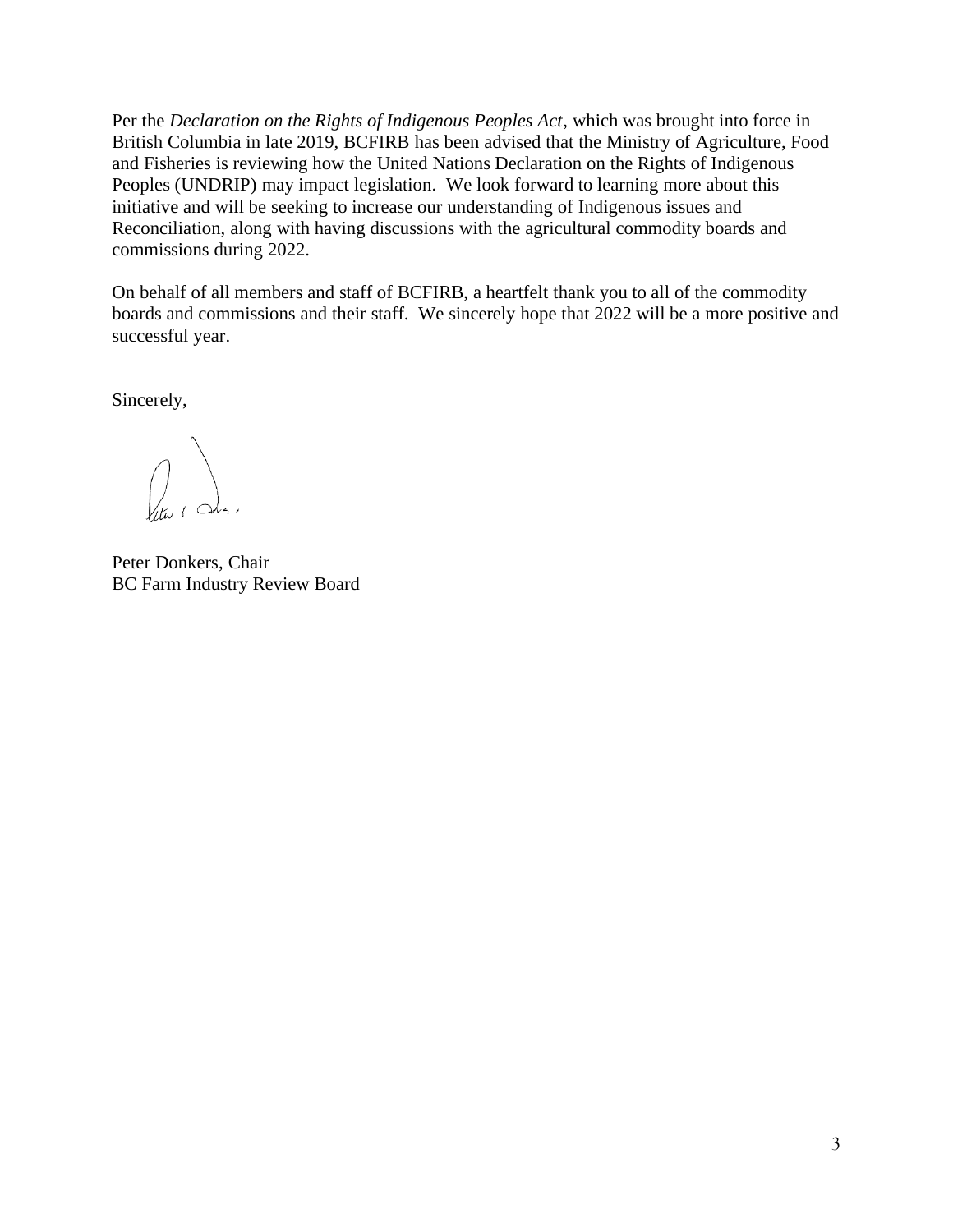Per the *Declaration on the Rights of Indigenous Peoples Act*, which was brought into force in British Columbia in late 2019, BCFIRB has been advised that the Ministry of Agriculture, Food and Fisheries is reviewing how the United Nations Declaration on the Rights of Indigenous Peoples (UNDRIP) may impact legislation. We look forward to learning more about this initiative and will be seeking to increase our understanding of Indigenous issues and Reconciliation, along with having discussions with the agricultural commodity boards and commissions during 2022.

On behalf of all members and staff of BCFIRB, a heartfelt thank you to all of the commodity boards and commissions and their staff. We sincerely hope that 2022 will be a more positive and successful year.

Sincerely,

Peter Donkers, Chair
BC Farm Industry Review Board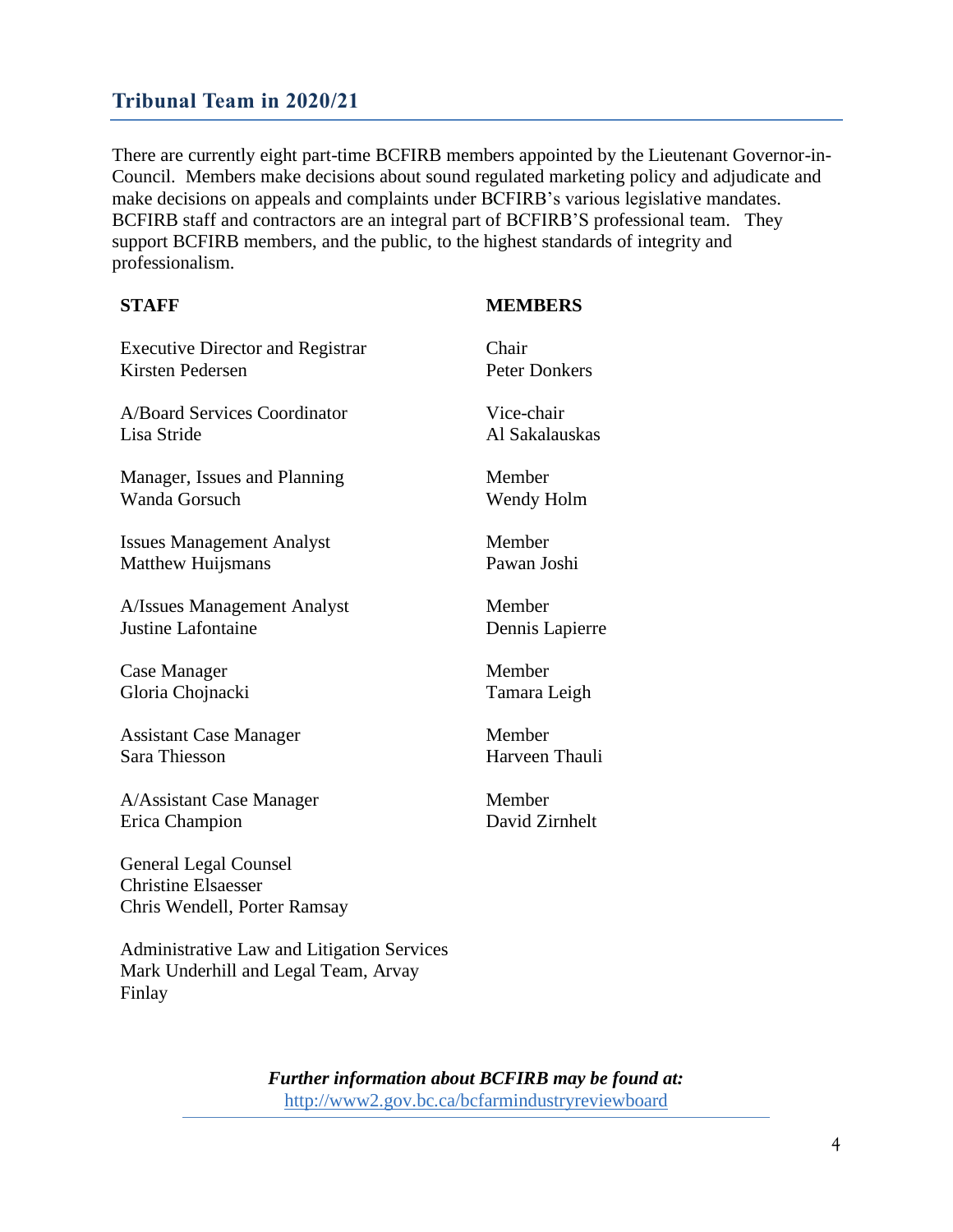## Tribunal Team in 2020/21

There are currently eight part-time BCFIRB members appointed by the Lieutenant Governor-in-Council. Members make decisions about sound regulated marketing policy and adjudicate and make decisions on appeals and complaints under BCFIRB's various legislative mandates. BCFIRB staff and contractors are an integral part of BCFIRB'S professional team. They support BCFIRB members, and the public, to the highest standards of integrity and professionalism.

**STAFF**

Executive Director and Registrar
Kirsten Pedersen

A/Board Services Coordinator
Lisa Stride

Manager, Issues and Planning
Wanda Gorsuch

Issues Management Analyst
Matthew Huijsmans

A/Issues Management Analyst
Justine Lafontaine

Case Manager
Gloria Chojnacki

Assistant Case Manager
Sara Thiesson

A/Assistant Case Manager
Erica Champion

General Legal Counsel
Christine Elsaesser
Chris Wendell, Porter Ramsay

Administrative Law and Litigation Services
Mark Underhill and Legal Team, Arvay Finlay

**MEMBERS**

Chair
Peter Donkers

Vice-chair
Al Sakalauskas

Member
Wendy Holm

Member
Pawan Joshi

Member
Dennis Lapierre

Member
Tamara Leigh

Member
Harveen Thauli

Member
David Zirnhelt

***Further information about BCFIRB may be found at:***
http://www2.gov.bc.ca/bcfarmindustryreviewboard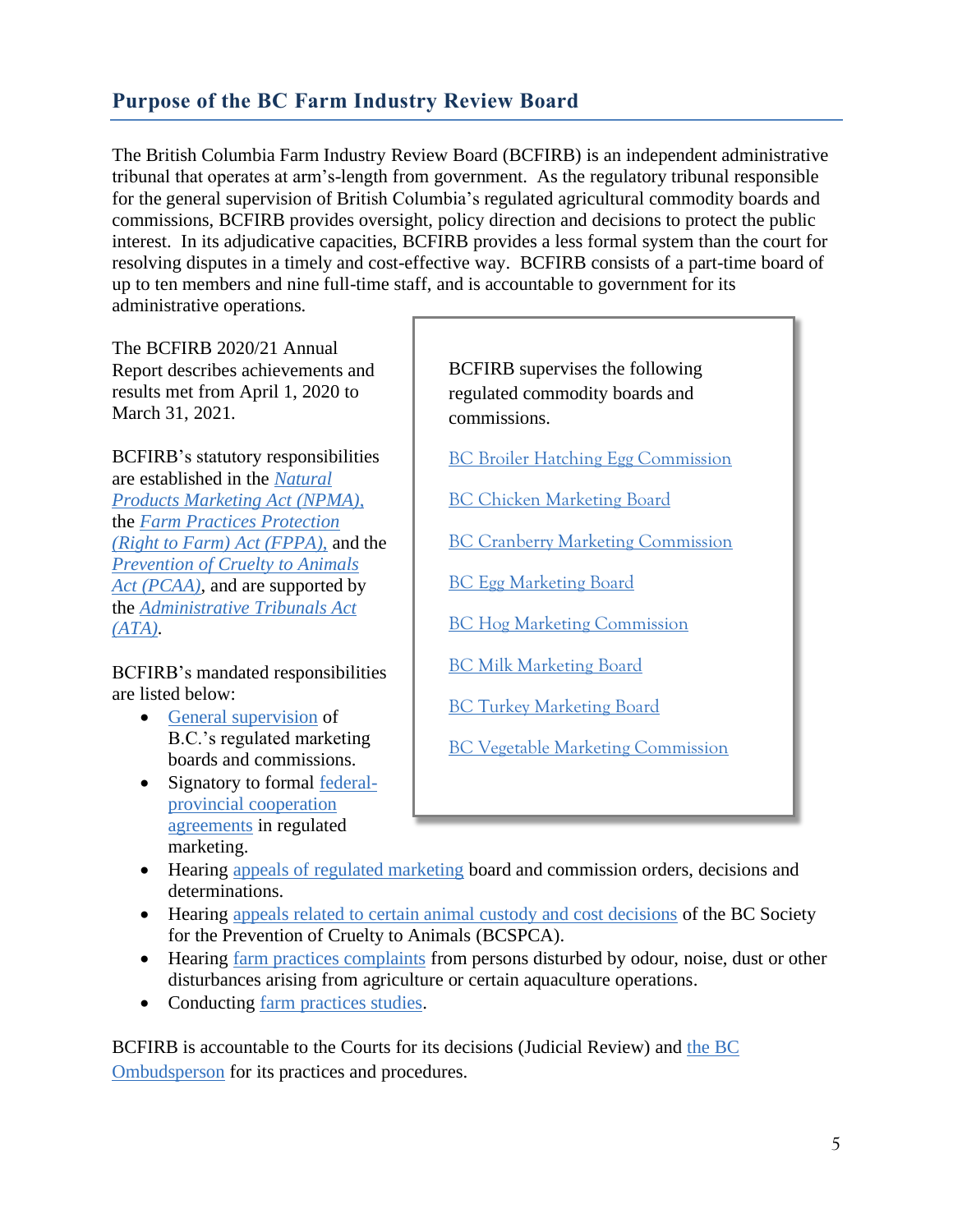## Purpose of the BC Farm Industry Review Board

The British Columbia Farm Industry Review Board (BCFIRB) is an independent administrative tribunal that operates at arm's-length from government. As the regulatory tribunal responsible for the general supervision of British Columbia's regulated agricultural commodity boards and commissions, BCFIRB provides oversight, policy direction and decisions to protect the public interest. In its adjudicative capacities, BCFIRB provides a less formal system than the court for resolving disputes in a timely and cost-effective way. BCFIRB consists of a part-time board of up to ten members and nine full-time staff, and is accountable to government for its administrative operations.

The BCFIRB 2020/21 Annual Report describes achievements and results met from April 1, 2020 to March 31, 2021.

BCFIRB's statutory responsibilities are established in the *Natural Products Marketing Act (NPMA),* the *Farm Practices Protection (Right to Farm) Act (FPPA),* and the *Prevention of Cruelty to Animals Act (PCAA)*, and are supported by the *Administrative Tribunals Act (ATA)*.

BCFIRB's mandated responsibilities are listed below:

- General supervision of B.C.'s regulated marketing boards and commissions.
- Signatory to formal federal-provincial cooperation agreements in regulated marketing.
- Hearing appeals of regulated marketing board and commission orders, decisions and determinations.
- Hearing appeals related to certain animal custody and cost decisions of the BC Society for the Prevention of Cruelty to Animals (BCSPCA).
- Hearing farm practices complaints from persons disturbed by odour, noise, dust or other disturbances arising from agriculture or certain aquaculture operations.
- Conducting farm practices studies.

BCFIRB is accountable to the Courts for its decisions (Judicial Review) and the BC Ombudsperson for its practices and procedures.

BCFIRB supervises the following regulated commodity boards and commissions.

- BC Broiler Hatching Egg Commission
- BC Chicken Marketing Board
- BC Cranberry Marketing Commission
- BC Egg Marketing Board
- BC Hog Marketing Commission
- BC Milk Marketing Board
- BC Turkey Marketing Board
- BC Vegetable Marketing Commission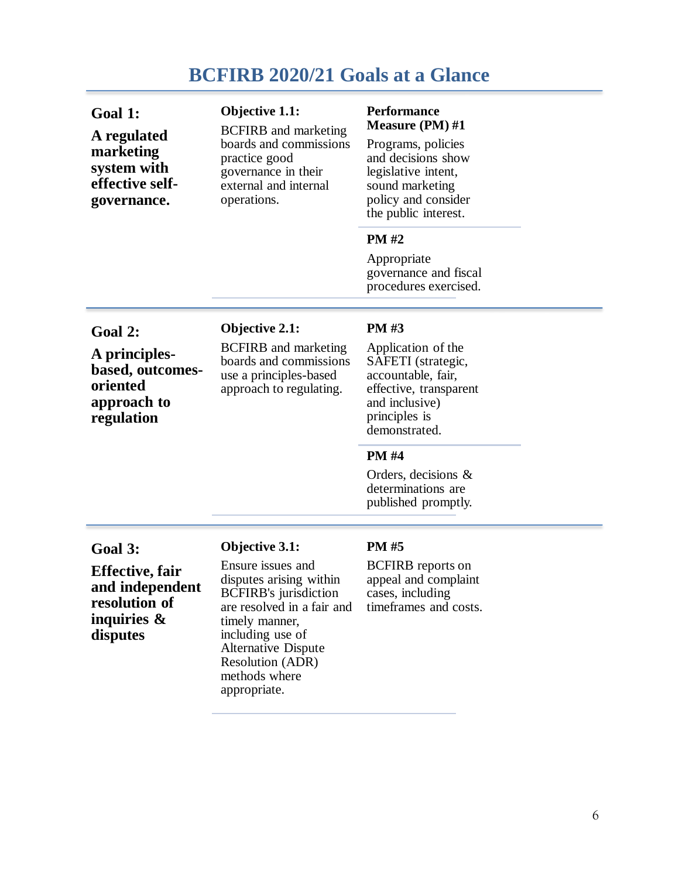# BCFIRB 2020/21 Goals at a Glance

| Goal | Objective | Performance Measure |
|---|---|---|
| **Goal 1:** **A regulated marketing system with effective self-governance.** | **Objective 1.1:** BCFIRB and marketing boards and commissions practice good governance in their external and internal operations. | **Performance Measure (PM) #1** Programs, policies and decisions show legislative intent, sound marketing policy and consider the public interest. |
| | | **PM #2** Appropriate governance and fiscal procedures exercised. |
| **Goal 2:** **A principles-based, outcomes-oriented approach to regulation** | **Objective 2.1:** BCFIRB and marketing boards and commissions use a principles-based approach to regulating. | **PM #3** Application of the SAFETI (strategic, accountable, fair, effective, transparent and inclusive) principles is demonstrated. |
| | | **PM #4** Orders, decisions & determinations are published promptly. |
| **Goal 3:** **Effective, fair and independent resolution of inquiries & disputes** | **Objective 3.1:** Ensure issues and disputes arising within BCFIRB's jurisdiction are resolved in a fair and timely manner, including use of Alternative Dispute Resolution (ADR) methods where appropriate. | **PM #5** BCFIRB reports on appeal and complaint cases, including timeframes and costs. |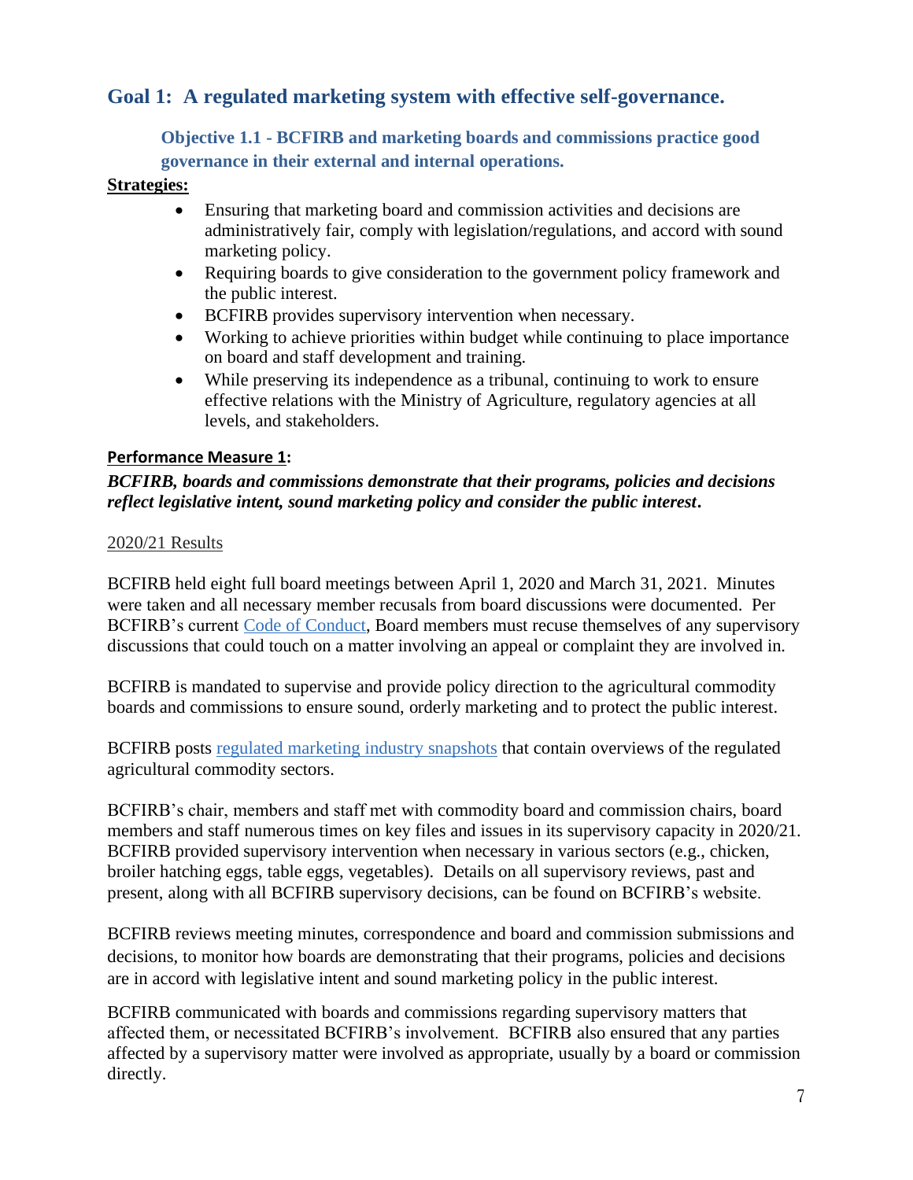## Goal 1: A regulated marketing system with effective self-governance.

### Objective 1.1 - BCFIRB and marketing boards and commissions practice good governance in their external and internal operations.

**Strategies:**

- Ensuring that marketing board and commission activities and decisions are administratively fair, comply with legislation/regulations, and accord with sound marketing policy.
- Requiring boards to give consideration to the government policy framework and the public interest.
- BCFIRB provides supervisory intervention when necessary.
- Working to achieve priorities within budget while continuing to place importance on board and staff development and training.
- While preserving its independence as a tribunal, continuing to work to ensure effective relations with the Ministry of Agriculture, regulatory agencies at all levels, and stakeholders.

**Performance Measure 1:**

***BCFIRB, boards and commissions demonstrate that their programs, policies and decisions reflect legislative intent, sound marketing policy and consider the public interest.***

2020/21 Results

BCFIRB held eight full board meetings between April 1, 2020 and March 31, 2021. Minutes were taken and all necessary member recusals from board discussions were documented. Per BCFIRB's current Code of Conduct, Board members must recuse themselves of any supervisory discussions that could touch on a matter involving an appeal or complaint they are involved in.

BCFIRB is mandated to supervise and provide policy direction to the agricultural commodity boards and commissions to ensure sound, orderly marketing and to protect the public interest.

BCFIRB posts regulated marketing industry snapshots that contain overviews of the regulated agricultural commodity sectors.

BCFIRB's chair, members and staff met with commodity board and commission chairs, board members and staff numerous times on key files and issues in its supervisory capacity in 2020/21. BCFIRB provided supervisory intervention when necessary in various sectors (e.g., chicken, broiler hatching eggs, table eggs, vegetables). Details on all supervisory reviews, past and present, along with all BCFIRB supervisory decisions, can be found on BCFIRB's website.

BCFIRB reviews meeting minutes, correspondence and board and commission submissions and decisions, to monitor how boards are demonstrating that their programs, policies and decisions are in accord with legislative intent and sound marketing policy in the public interest.

BCFIRB communicated with boards and commissions regarding supervisory matters that affected them, or necessitated BCFIRB's involvement. BCFIRB also ensured that any parties affected by a supervisory matter were involved as appropriate, usually by a board or commission directly.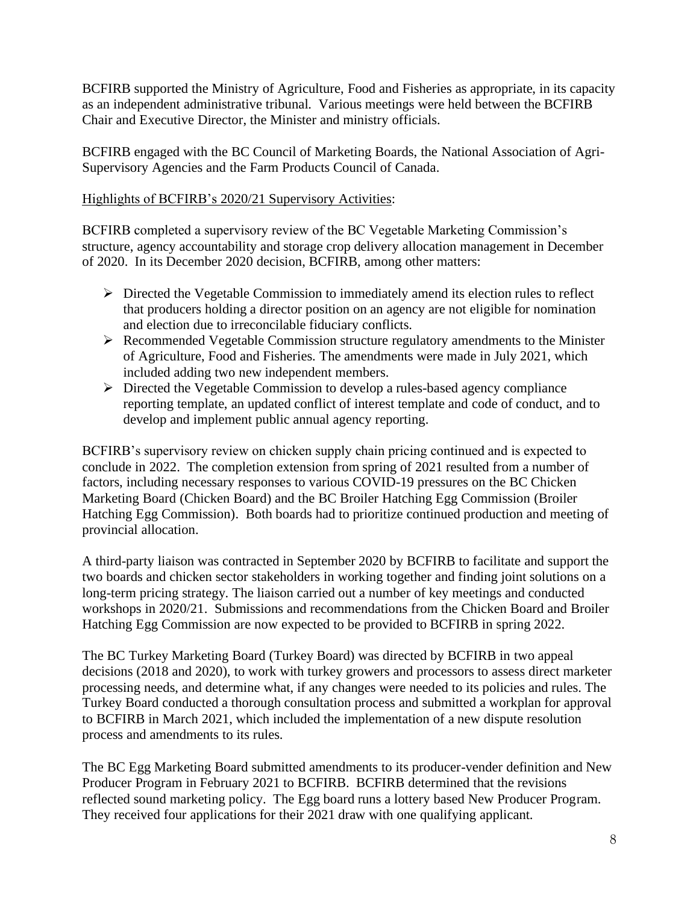BCFIRB supported the Ministry of Agriculture, Food and Fisheries as appropriate, in its capacity as an independent administrative tribunal. Various meetings were held between the BCFIRB Chair and Executive Director, the Minister and ministry officials.

BCFIRB engaged with the BC Council of Marketing Boards, the National Association of Agri-Supervisory Agencies and the Farm Products Council of Canada.

<u>Highlights of BCFIRB's 2020/21 Supervisory Activities</u>:

BCFIRB completed a supervisory review of the BC Vegetable Marketing Commission's structure, agency accountability and storage crop delivery allocation management in December of 2020. In its December 2020 decision, BCFIRB, among other matters:

- Directed the Vegetable Commission to immediately amend its election rules to reflect that producers holding a director position on an agency are not eligible for nomination and election due to irreconcilable fiduciary conflicts.
- Recommended Vegetable Commission structure regulatory amendments to the Minister of Agriculture, Food and Fisheries. The amendments were made in July 2021, which included adding two new independent members.
- Directed the Vegetable Commission to develop a rules-based agency compliance reporting template, an updated conflict of interest template and code of conduct, and to develop and implement public annual agency reporting.

BCFIRB's supervisory review on chicken supply chain pricing continued and is expected to conclude in 2022. The completion extension from spring of 2021 resulted from a number of factors, including necessary responses to various COVID-19 pressures on the BC Chicken Marketing Board (Chicken Board) and the BC Broiler Hatching Egg Commission (Broiler Hatching Egg Commission). Both boards had to prioritize continued production and meeting of provincial allocation.

A third-party liaison was contracted in September 2020 by BCFIRB to facilitate and support the two boards and chicken sector stakeholders in working together and finding joint solutions on a long-term pricing strategy. The liaison carried out a number of key meetings and conducted workshops in 2020/21. Submissions and recommendations from the Chicken Board and Broiler Hatching Egg Commission are now expected to be provided to BCFIRB in spring 2022.

The BC Turkey Marketing Board (Turkey Board) was directed by BCFIRB in two appeal decisions (2018 and 2020), to work with turkey growers and processors to assess direct marketer processing needs, and determine what, if any changes were needed to its policies and rules. The Turkey Board conducted a thorough consultation process and submitted a workplan for approval to BCFIRB in March 2021, which included the implementation of a new dispute resolution process and amendments to its rules.

The BC Egg Marketing Board submitted amendments to its producer-vender definition and New Producer Program in February 2021 to BCFIRB. BCFIRB determined that the revisions reflected sound marketing policy. The Egg board runs a lottery based New Producer Program. They received four applications for their 2021 draw with one qualifying applicant.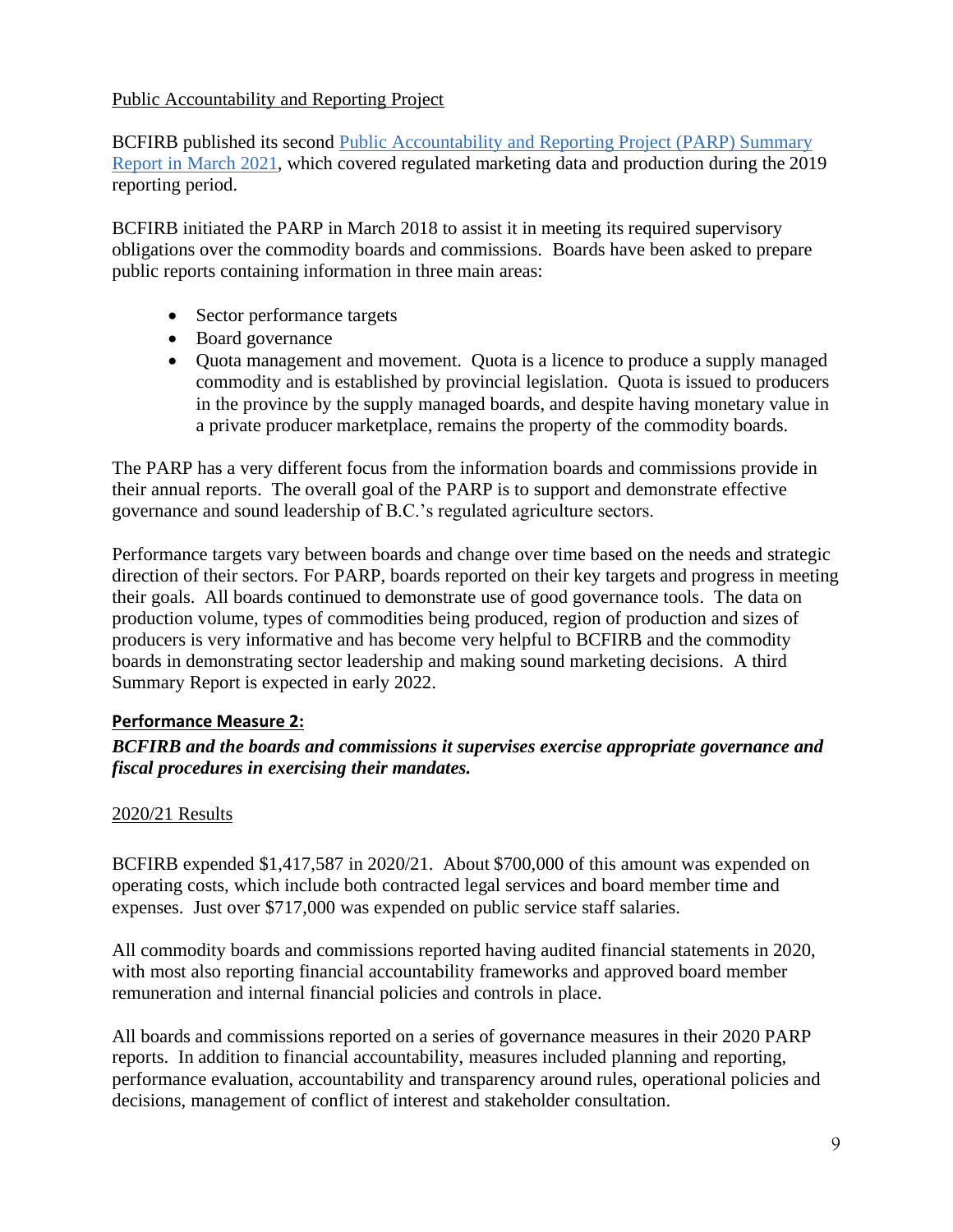Public Accountability and Reporting Project

BCFIRB published its second [Public Accountability and Reporting Project (PARP) Summary Report in March 2021](), which covered regulated marketing data and production during the 2019 reporting period.

BCFIRB initiated the PARP in March 2018 to assist it in meeting its required supervisory obligations over the commodity boards and commissions. Boards have been asked to prepare public reports containing information in three main areas:

- Sector performance targets
- Board governance
- Quota management and movement. Quota is a licence to produce a supply managed commodity and is established by provincial legislation. Quota is issued to producers in the province by the supply managed boards, and despite having monetary value in a private producer marketplace, remains the property of the commodity boards.

The PARP has a very different focus from the information boards and commissions provide in their annual reports. The overall goal of the PARP is to support and demonstrate effective governance and sound leadership of B.C.'s regulated agriculture sectors.

Performance targets vary between boards and change over time based on the needs and strategic direction of their sectors. For PARP, boards reported on their key targets and progress in meeting their goals. All boards continued to demonstrate use of good governance tools. The data on production volume, types of commodities being produced, region of production and sizes of producers is very informative and has become very helpful to BCFIRB and the commodity boards in demonstrating sector leadership and making sound marketing decisions. A third Summary Report is expected in early 2022.

**Performance Measure 2:**

***BCFIRB and the boards and commissions it supervises exercise appropriate governance and fiscal procedures in exercising their mandates.***

2020/21 Results

BCFIRB expended $1,417,587 in 2020/21. About $700,000 of this amount was expended on operating costs, which include both contracted legal services and board member time and expenses. Just over $717,000 was expended on public service staff salaries.

All commodity boards and commissions reported having audited financial statements in 2020, with most also reporting financial accountability frameworks and approved board member remuneration and internal financial policies and controls in place.

All boards and commissions reported on a series of governance measures in their 2020 PARP reports. In addition to financial accountability, measures included planning and reporting, performance evaluation, accountability and transparency around rules, operational policies and decisions, management of conflict of interest and stakeholder consultation.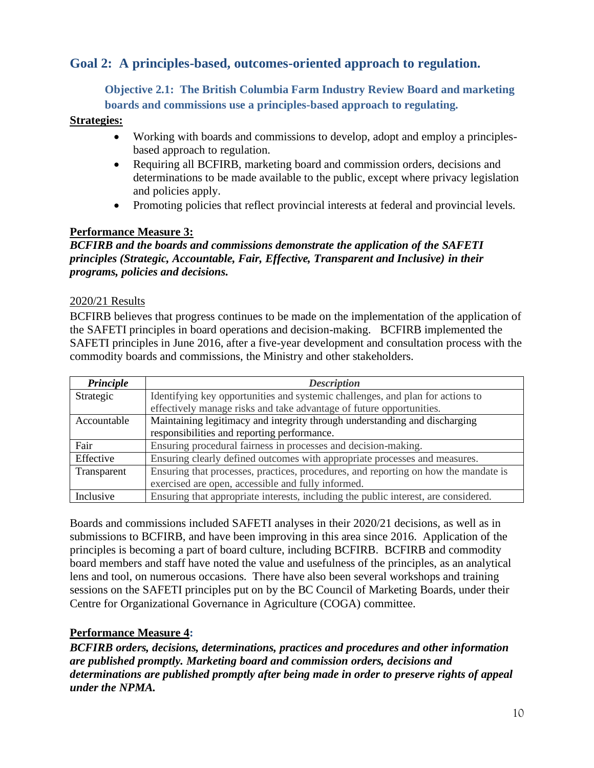## Goal 2: A principles-based, outcomes-oriented approach to regulation.

### Objective 2.1: The British Columbia Farm Industry Review Board and marketing boards and commissions use a principles-based approach to regulating.

**Strategies:**

- Working with boards and commissions to develop, adopt and employ a principles-based approach to regulation.
- Requiring all BCFIRB, marketing board and commission orders, decisions and determinations to be made available to the public, except where privacy legislation and policies apply.
- Promoting policies that reflect provincial interests at federal and provincial levels.

**Performance Measure 3:**

***BCFIRB and the boards and commissions demonstrate the application of the SAFETI principles (Strategic, Accountable, Fair, Effective, Transparent and Inclusive) in their programs, policies and decisions.***

2020/21 Results

BCFIRB believes that progress continues to be made on the implementation of the application of the SAFETI principles in board operations and decision-making. BCFIRB implemented the SAFETI principles in June 2016, after a five-year development and consultation process with the commodity boards and commissions, the Ministry and other stakeholders.

| *Principle* | *Description* |
|---|---|
| Strategic | Identifying key opportunities and systemic challenges, and plan for actions to effectively manage risks and take advantage of future opportunities. |
| Accountable | Maintaining legitimacy and integrity through understanding and discharging responsibilities and reporting performance. |
| Fair | Ensuring procedural fairness in processes and decision-making. |
| Effective | Ensuring clearly defined outcomes with appropriate processes and measures. |
| Transparent | Ensuring that processes, practices, procedures, and reporting on how the mandate is exercised are open, accessible and fully informed. |
| Inclusive | Ensuring that appropriate interests, including the public interest, are considered. |

Boards and commissions included SAFETI analyses in their 2020/21 decisions, as well as in submissions to BCFIRB, and have been improving in this area since 2016. Application of the principles is becoming a part of board culture, including BCFIRB. BCFIRB and commodity board members and staff have noted the value and usefulness of the principles, as an analytical lens and tool, on numerous occasions. There have also been several workshops and training sessions on the SAFETI principles put on by the BC Council of Marketing Boards, under their Centre for Organizational Governance in Agriculture (COGA) committee.

**Performance Measure 4:**

***BCFIRB orders, decisions, determinations, practices and procedures and other information are published promptly. Marketing board and commission orders, decisions and determinations are published promptly after being made in order to preserve rights of appeal under the NPMA.***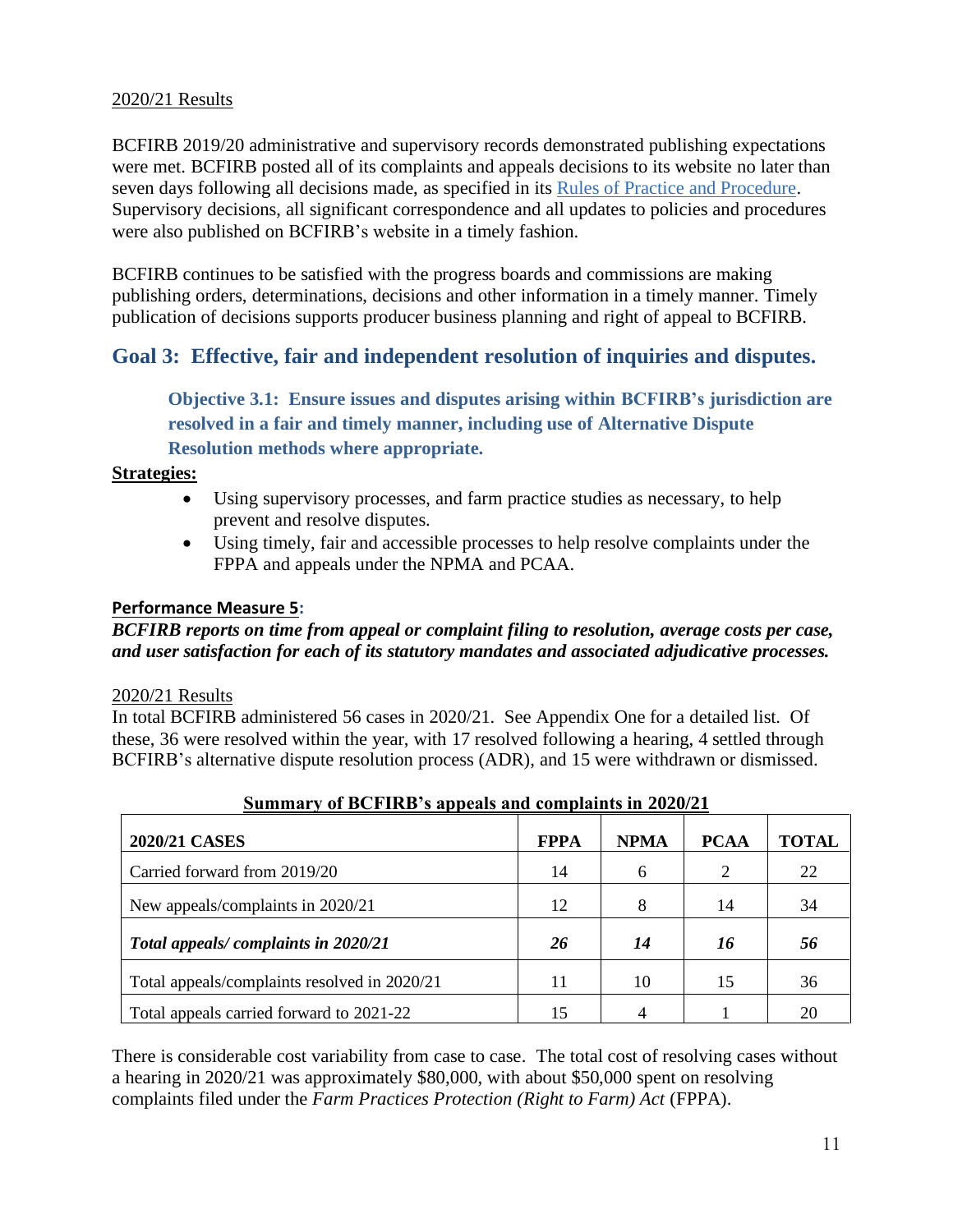2020/21 Results

BCFIRB 2019/20 administrative and supervisory records demonstrated publishing expectations were met. BCFIRB posted all of its complaints and appeals decisions to its website no later than seven days following all decisions made, as specified in its [Rules of Practice and Procedure](). Supervisory decisions, all significant correspondence and all updates to policies and procedures were also published on BCFIRB's website in a timely fashion.

BCFIRB continues to be satisfied with the progress boards and commissions are making publishing orders, determinations, decisions and other information in a timely manner. Timely publication of decisions supports producer business planning and right of appeal to BCFIRB.

## Goal 3: Effective, fair and independent resolution of inquiries and disputes.

### Objective 3.1: Ensure issues and disputes arising within BCFIRB's jurisdiction are resolved in a fair and timely manner, including use of Alternative Dispute Resolution methods where appropriate.

**Strategies:**

- Using supervisory processes, and farm practice studies as necessary, to help prevent and resolve disputes.
- Using timely, fair and accessible processes to help resolve complaints under the FPPA and appeals under the NPMA and PCAA.

**Performance Measure 5:**

***BCFIRB reports on time from appeal or complaint filing to resolution, average costs per case, and user satisfaction for each of its statutory mandates and associated adjudicative processes.***

2020/21 Results

In total BCFIRB administered 56 cases in 2020/21. See Appendix One for a detailed list. Of these, 36 were resolved within the year, with 17 resolved following a hearing, 4 settled through BCFIRB's alternative dispute resolution process (ADR), and 15 were withdrawn or dismissed.

**Summary of BCFIRB's appeals and complaints in 2020/21**

| 2020/21 CASES | FPPA | NPMA | PCAA | TOTAL |
|---|---|---|---|---|
| Carried forward from 2019/20 | 14 | 6 | 2 | 22 |
| New appeals/complaints in 2020/21 | 12 | 8 | 14 | 34 |
| ***Total appeals/ complaints in 2020/21*** | ***26*** | ***14*** | ***16*** | ***56*** |
| Total appeals/complaints resolved in 2020/21 | 11 | 10 | 15 | 36 |
| Total appeals carried forward to 2021-22 | 15 | 4 | 1 | 20 |

There is considerable cost variability from case to case. The total cost of resolving cases without a hearing in 2020/21 was approximately $80,000, with about $50,000 spent on resolving complaints filed under the *Farm Practices Protection (Right to Farm) Act* (FPPA).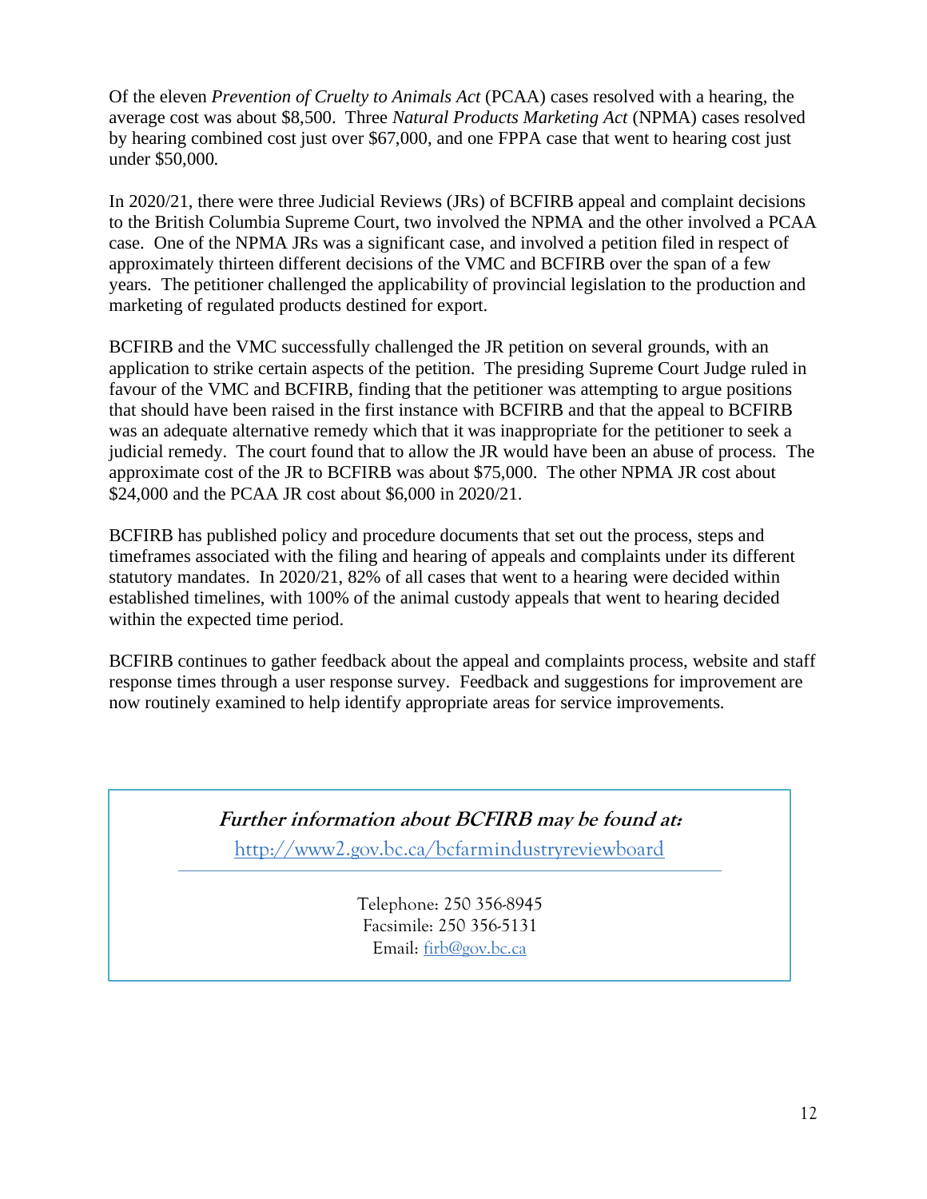Of the eleven *Prevention of Cruelty to Animals Act* (PCAA) cases resolved with a hearing, the average cost was about $8,500. Three *Natural Products Marketing Act* (NPMA) cases resolved by hearing combined cost just over $67,000, and one FPPA case that went to hearing cost just under $50,000.

In 2020/21, there were three Judicial Reviews (JRs) of BCFIRB appeal and complaint decisions to the British Columbia Supreme Court, two involved the NPMA and the other involved a PCAA case. One of the NPMA JRs was a significant case, and involved a petition filed in respect of approximately thirteen different decisions of the VMC and BCFIRB over the span of a few years. The petitioner challenged the applicability of provincial legislation to the production and marketing of regulated products destined for export.

BCFIRB and the VMC successfully challenged the JR petition on several grounds, with an application to strike certain aspects of the petition. The presiding Supreme Court Judge ruled in favour of the VMC and BCFIRB, finding that the petitioner was attempting to argue positions that should have been raised in the first instance with BCFIRB and that the appeal to BCFIRB was an adequate alternative remedy which that it was inappropriate for the petitioner to seek a judicial remedy. The court found that to allow the JR would have been an abuse of process. The approximate cost of the JR to BCFIRB was about $75,000. The other NPMA JR cost about $24,000 and the PCAA JR cost about $6,000 in 2020/21.

BCFIRB has published policy and procedure documents that set out the process, steps and timeframes associated with the filing and hearing of appeals and complaints under its different statutory mandates. In 2020/21, 82% of all cases that went to a hearing were decided within established timelines, with 100% of the animal custody appeals that went to hearing decided within the expected time period.

BCFIRB continues to gather feedback about the appeal and complaints process, website and staff response times through a user response survey. Feedback and suggestions for improvement are now routinely examined to help identify appropriate areas for service improvements.

***Further information about BCFIRB may be found at:***

http://www2.gov.bc.ca/bcfarmindustryreviewboard

---

Telephone: 250 356-8945
Facsimile: 250 356-5131
Email: firb@gov.bc.ca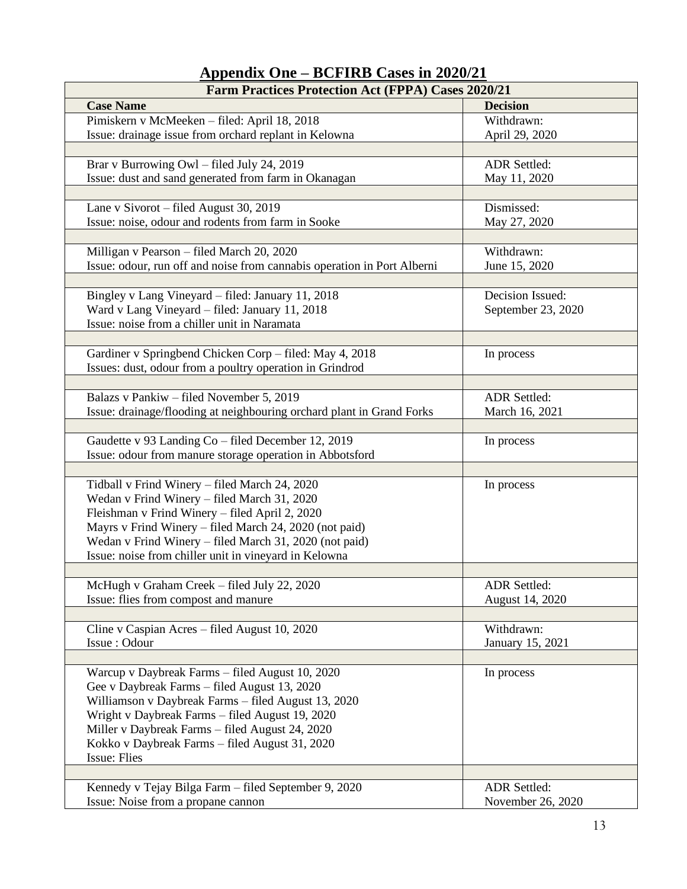## Appendix One – BCFIRB Cases in 2020/21

| Farm Practices Protection Act (FPPA) Cases 2020/21 | |
|---|---|
| **Case Name** | **Decision** |
| Pimiskern v McMeeken – filed: April 18, 2018<br>Issue: drainage issue from orchard replant in Kelowna | Withdrawn:<br>April 29, 2020 |
| Brar v Burrowing Owl – filed July 24, 2019<br>Issue: dust and sand generated from farm in Okanagan | ADR Settled:<br>May 11, 2020 |
| Lane v Sivorot – filed August 30, 2019<br>Issue: noise, odour and rodents from farm in Sooke | Dismissed:<br>May 27, 2020 |
| Milligan v Pearson – filed March 20, 2020<br>Issue: odour, run off and noise from cannabis operation in Port Alberni | Withdrawn:<br>June 15, 2020 |
| Bingley v Lang Vineyard – filed: January 11, 2018<br>Ward v Lang Vineyard – filed: January 11, 2018<br>Issue: noise from a chiller unit in Naramata | Decision Issued:<br>September 23, 2020 |
| Gardiner v Springbend Chicken Corp – filed: May 4, 2018<br>Issues: dust, odour from a poultry operation in Grindrod | In process |
| Balazs v Pankiw – filed November 5, 2019<br>Issue: drainage/flooding at neighbouring orchard plant in Grand Forks | ADR Settled:<br>March 16, 2021 |
| Gaudette v 93 Landing Co – filed December 12, 2019<br>Issue: odour from manure storage operation in Abbotsford | In process |
| Tidball v Frind Winery – filed March 24, 2020<br>Wedan v Frind Winery – filed March 31, 2020<br>Fleishman v Frind Winery – filed April 2, 2020<br>Mayrs v Frind Winery – filed March 24, 2020 (not paid)<br>Wedan v Frind Winery – filed March 31, 2020 (not paid)<br>Issue: noise from chiller unit in vineyard in Kelowna | In process |
| McHugh v Graham Creek – filed July 22, 2020<br>Issue: flies from compost and manure | ADR Settled:<br>August 14, 2020 |
| Cline v Caspian Acres – filed August 10, 2020<br>Issue : Odour | Withdrawn:<br>January 15, 2021 |
| Warcup v Daybreak Farms – filed August 10, 2020<br>Gee v Daybreak Farms – filed August 13, 2020<br>Williamson v Daybreak Farms – filed August 13, 2020<br>Wright v Daybreak Farms – filed August 19, 2020<br>Miller v Daybreak Farms – filed August 24, 2020<br>Kokko v Daybreak Farms – filed August 31, 2020<br>Issue: Flies | In process |
| Kennedy v Tejay Bilga Farm – filed September 9, 2020<br>Issue: Noise from a propane cannon | ADR Settled:<br>November 26, 2020 |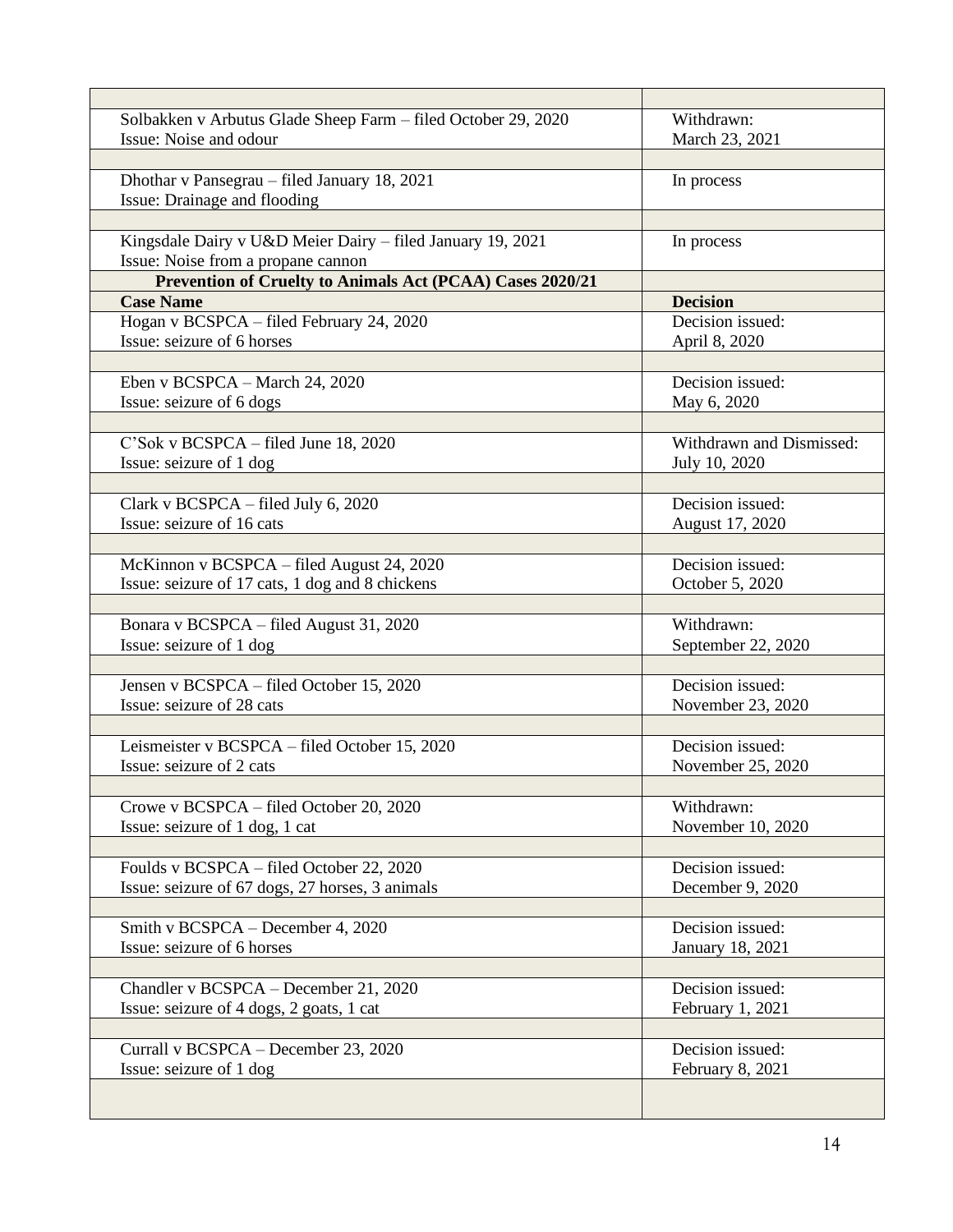| | |
|---|---|
| Solbakken v Arbutus Glade Sheep Farm – filed October 29, 2020<br>Issue: Noise and odour | Withdrawn:<br>March 23, 2021 |
| Dhothar v Pansegrau – filed January 18, 2021<br>Issue: Drainage and flooding | In process |
| Kingsdale Dairy v U&D Meier Dairy – filed January 19, 2021<br>Issue: Noise from a propane cannon | In process |
| **Prevention of Cruelty to Animals Act (PCAA) Cases 2020/21** | |
| **Case Name** | **Decision** |
| Hogan v BCSPCA – filed February 24, 2020<br>Issue: seizure of 6 horses | Decision issued:<br>April 8, 2020 |
| Eben v BCSPCA – March 24, 2020<br>Issue: seizure of 6 dogs | Decision issued:<br>May 6, 2020 |
| C'Sok v BCSPCA – filed June 18, 2020<br>Issue: seizure of 1 dog | Withdrawn and Dismissed:<br>July 10, 2020 |
| Clark v BCSPCA – filed July 6, 2020<br>Issue: seizure of 16 cats | Decision issued:<br>August 17, 2020 |
| McKinnon v BCSPCA – filed August 24, 2020<br>Issue: seizure of 17 cats, 1 dog and 8 chickens | Decision issued:<br>October 5, 2020 |
| Bonara v BCSPCA – filed August 31, 2020<br>Issue: seizure of 1 dog | Withdrawn:<br>September 22, 2020 |
| Jensen v BCSPCA – filed October 15, 2020<br>Issue: seizure of 28 cats | Decision issued:<br>November 23, 2020 |
| Leismeister v BCSPCA – filed October 15, 2020<br>Issue: seizure of 2 cats | Decision issued:<br>November 25, 2020 |
| Crowe v BCSPCA – filed October 20, 2020<br>Issue: seizure of 1 dog, 1 cat | Withdrawn:<br>November 10, 2020 |
| Foulds v BCSPCA – filed October 22, 2020<br>Issue: seizure of 67 dogs, 27 horses, 3 animals | Decision issued:<br>December 9, 2020 |
| Smith v BCSPCA – December 4, 2020<br>Issue: seizure of 6 horses | Decision issued:<br>January 18, 2021 |
| Chandler v BCSPCA – December 21, 2020<br>Issue: seizure of 4 dogs, 2 goats, 1 cat | Decision issued:<br>February 1, 2021 |
| Currall v BCSPCA – December 23, 2020<br>Issue: seizure of 1 dog | Decision issued:<br>February 8, 2021 |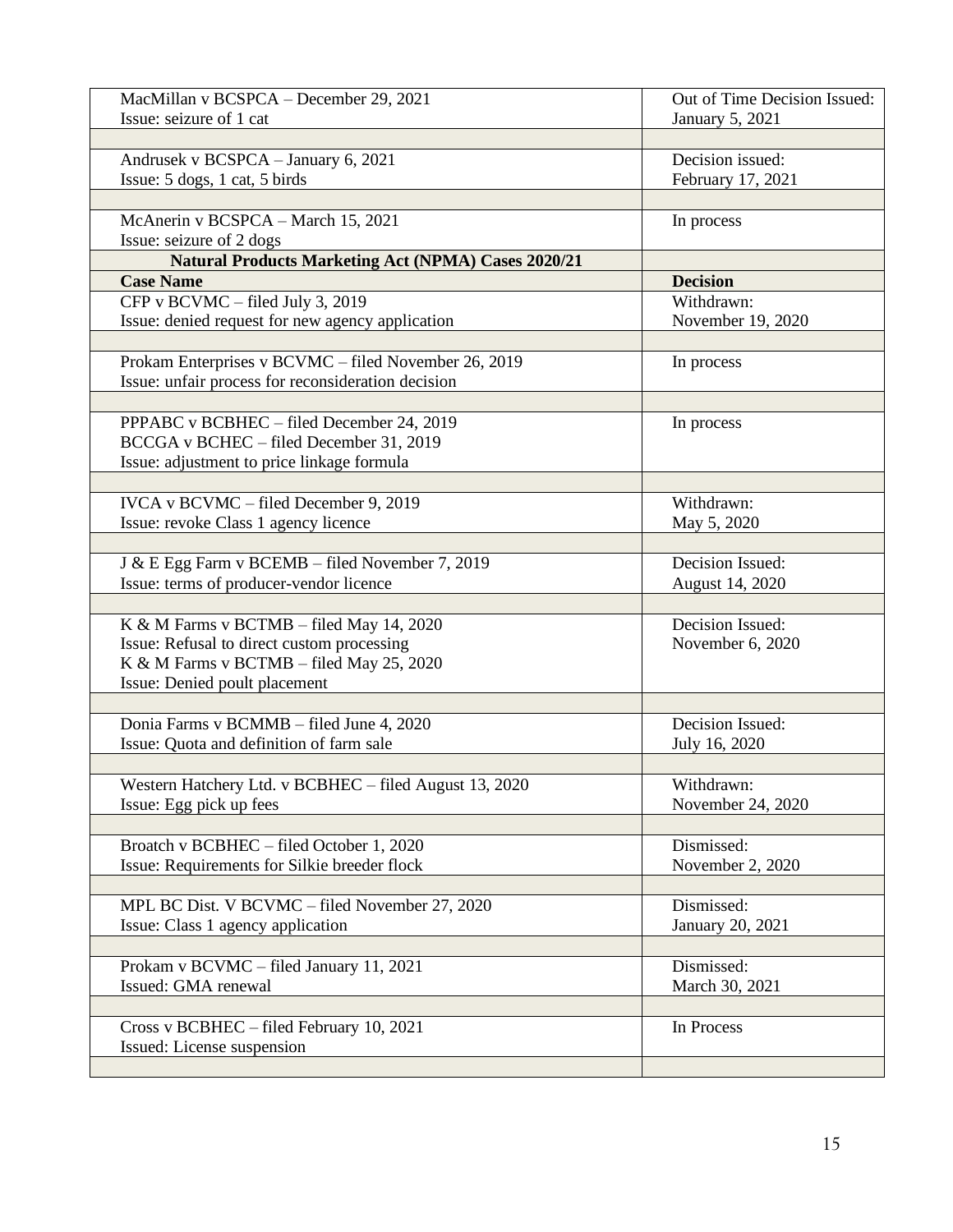| | |
|---|---|
| MacMillan v BCSPCA – December 29, 2021<br>Issue: seizure of 1 cat | Out of Time Decision Issued:<br>January 5, 2021 |
| | |
| Andrusek v BCSPCA – January 6, 2021<br>Issue: 5 dogs, 1 cat, 5 birds | Decision issued:<br>February 17, 2021 |
| | |
| McAnerin v BCSPCA – March 15, 2021<br>Issue: seizure of 2 dogs | In process |
| **Natural Products Marketing Act (NPMA) Cases 2020/21** | |
| **Case Name** | **Decision** |
| CFP v BCVMC – filed July 3, 2019<br>Issue: denied request for new agency application | Withdrawn:<br>November 19, 2020 |
| | |
| Prokam Enterprises v BCVMC – filed November 26, 2019<br>Issue: unfair process for reconsideration decision | In process |
| | |
| PPPABC v BCBHEC – filed December 24, 2019<br>BCCGA v BCHEC – filed December 31, 2019<br>Issue: adjustment to price linkage formula | In process |
| | |
| IVCA v BCVMC – filed December 9, 2019<br>Issue: revoke Class 1 agency licence | Withdrawn:<br>May 5, 2020 |
| | |
| J & E Egg Farm v BCEMB – filed November 7, 2019<br>Issue: terms of producer-vendor licence | Decision Issued:<br>August 14, 2020 |
| | |
| K & M Farms v BCTMB – filed May 14, 2020<br>Issue: Refusal to direct custom processing<br>K & M Farms v BCTMB – filed May 25, 2020<br>Issue: Denied poult placement | Decision Issued:<br>November 6, 2020 |
| | |
| Donia Farms v BCMMB – filed June 4, 2020<br>Issue: Quota and definition of farm sale | Decision Issued:<br>July 16, 2020 |
| | |
| Western Hatchery Ltd. v BCBHEC – filed August 13, 2020<br>Issue: Egg pick up fees | Withdrawn:<br>November 24, 2020 |
| | |
| Broatch v BCBHEC – filed October 1, 2020<br>Issue: Requirements for Silkie breeder flock | Dismissed:<br>November 2, 2020 |
| | |
| MPL BC Dist. V BCVMC – filed November 27, 2020<br>Issue: Class 1 agency application | Dismissed:<br>January 20, 2021 |
| | |
| Prokam v BCVMC – filed January 11, 2021<br>Issued: GMA renewal | Dismissed:<br>March 30, 2021 |
| | |
| Cross v BCBHEC – filed February 10, 2021<br>Issued: License suspension | In Process |
| | |